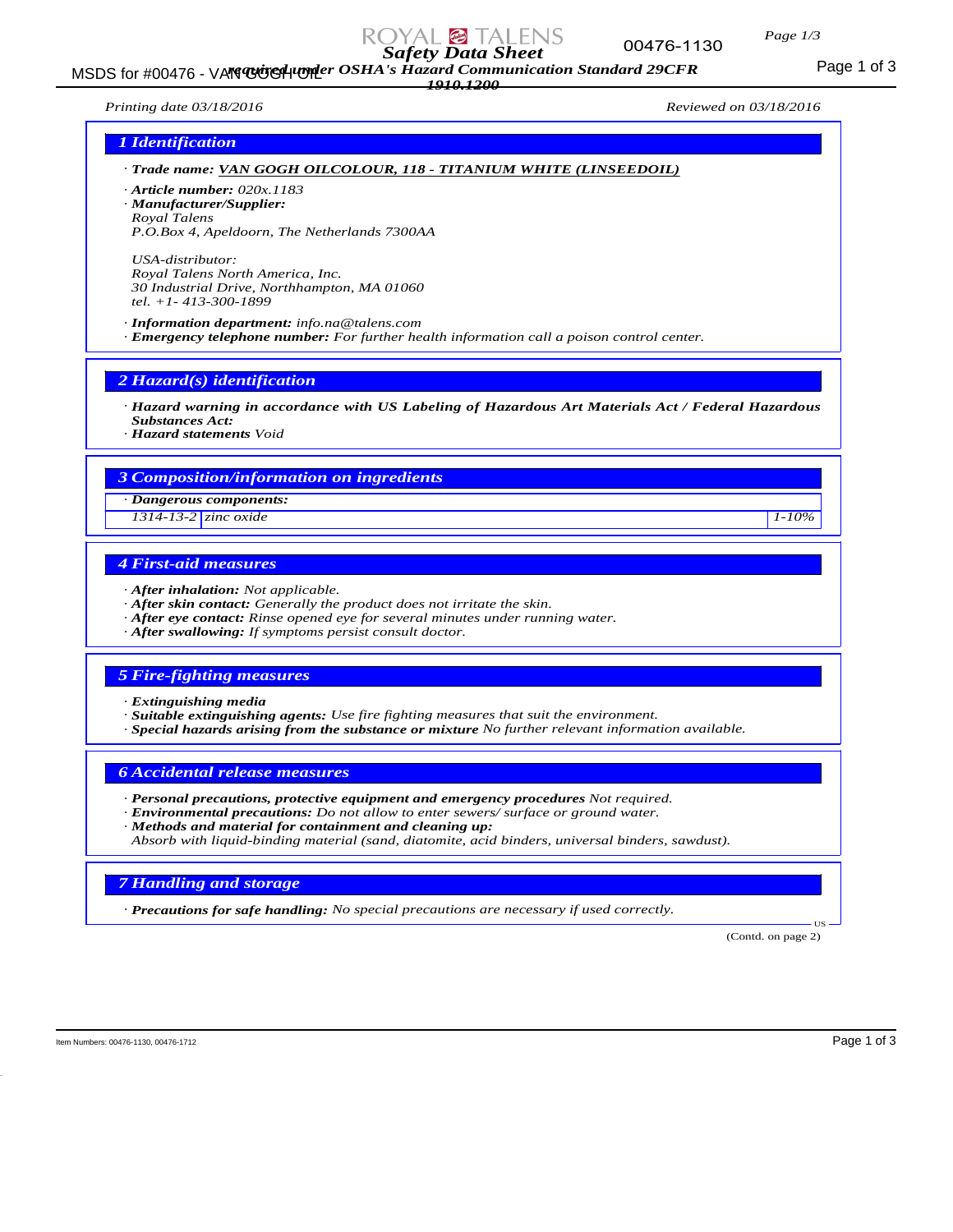# Safety Data Sheet

*required under OSHA's Hazard Communication Standard 29CFR 1910.1200*

*Printing date 03/18/2016* *Reviewed on 03/18/2016*

## 1 Identification

· **Trade name:** **VAN GOGH OILCOLOUR, 118 - TITANIUM WHITE (LINSEEDOIL)**

· **Article number:** *020x.1183*
· **Manufacturer/Supplier:**
Royal Talens
P.O.Box 4, Apeldoorn, The Netherlands 7300AA

USA-distributor:
Royal Talens North America, Inc.
30 Industrial Drive, Northhampton, MA 01060
tel. +1- 413-300-1899

· **Information department:** info.na@talens.com
· **Emergency telephone number:** For further health information call a poison control center.

## 2 Hazard(s) identification

· **Hazard warning in accordance with US Labeling of Hazardous Art Materials Act / Federal Hazardous Substances Act:**
· **Hazard statements** Void

## 3 Composition/information on ingredients

· **Dangerous components:**

| | | |
|---|---|---|
| 1314-13-2 | zinc oxide | 1-10% |

## 4 First-aid measures

· **After inhalation:** Not applicable.
· **After skin contact:** Generally the product does not irritate the skin.
· **After eye contact:** Rinse opened eye for several minutes under running water.
· **After swallowing:** If symptoms persist consult doctor.

## 5 Fire-fighting measures

· **Extinguishing media**
· **Suitable extinguishing agents:** Use fire fighting measures that suit the environment.
· **Special hazards arising from the substance or mixture** No further relevant information available.

## 6 Accidental release measures

· **Personal precautions, protective equipment and emergency procedures** Not required.
· **Environmental precautions:** Do not allow to enter sewers/ surface or ground water.
· **Methods and material for containment and cleaning up:**
Absorb with liquid-binding material (sand, diatomite, acid binders, universal binders, sawdust).

## 7 Handling and storage

· **Precautions for safe handling:** No special precautions are necessary if used correctly.

(Contd. on page 2)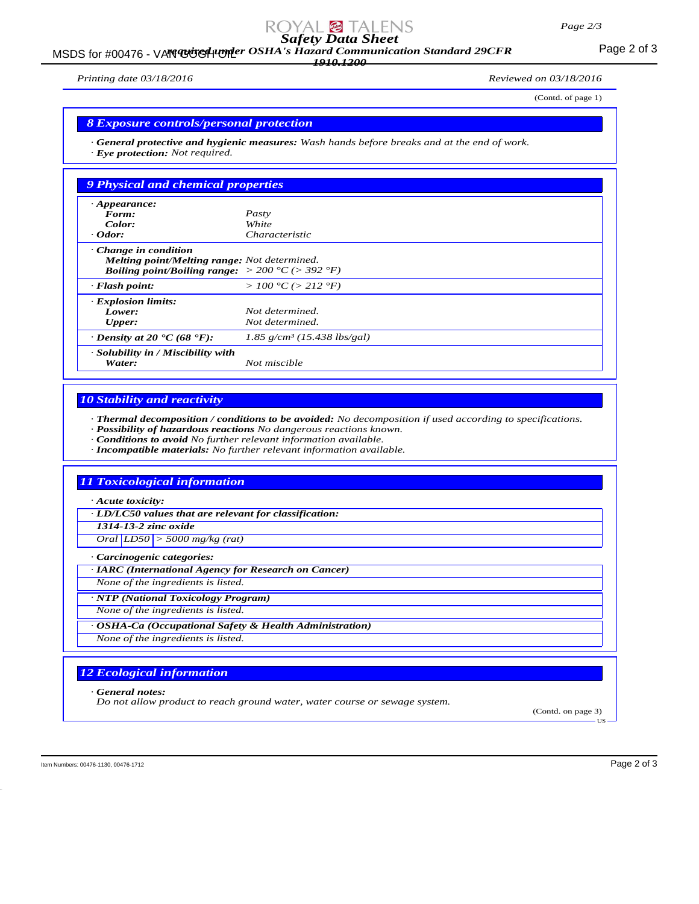(Contd. of page 1)

## 8 Exposure controls/personal protection

· **General protective and hygienic measures:** *Wash hands before breaks and at the end of work.*
· **Eye protection:** *Not required.*

## 9 Physical and chemical properties

| | |
|---|---|
| · **Appearance:** | |
| **Form:** | *Pasty* |
| **Color:** | *White* |
| · **Odor:** | *Characteristic* |
| · **Change in condition** | |
| **Melting point/Melting range:** | *Not determined.* |
| **Boiling point/Boiling range:** | *> 200 °C (> 392 °F)* |
| · **Flash point:** | *> 100 °C (> 212 °F)* |
| · **Explosion limits:** | |
| **Lower:** | *Not determined.* |
| **Upper:** | *Not determined.* |
| · **Density at 20 °C (68 °F):** | *1.85 g/cm³ (15.438 lbs/gal)* |
| · **Solubility in / Miscibility with** | |
| **Water:** | *Not miscible* |

## 10 Stability and reactivity

· **Thermal decomposition / conditions to be avoided:** *No decomposition if used according to specifications.*
· **Possibility of hazardous reactions** *No dangerous reactions known.*
· **Conditions to avoid** *No further relevant information available.*
· **Incompatible materials:** *No further relevant information available.*

## 11 Toxicological information

· **Acute toxicity:**

· **LD/LC50 values that are relevant for classification:**

| **1314-13-2 zinc oxide** | | |
|---|---|---|
| *Oral* | *LD50* | *> 5000 mg/kg (rat)* |

· **Carcinogenic categories:**

· **IARC (International Agency for Research on Cancer)**
*None of the ingredients is listed.*

· **NTP (National Toxicology Program)**
*None of the ingredients is listed.*

· **OSHA-Ca (Occupational Safety & Health Administration)**
*None of the ingredients is listed.*

## 12 Ecological information

· **General notes:**
*Do not allow product to reach ground water, water course or sewage system.*

(Contd. on page 3)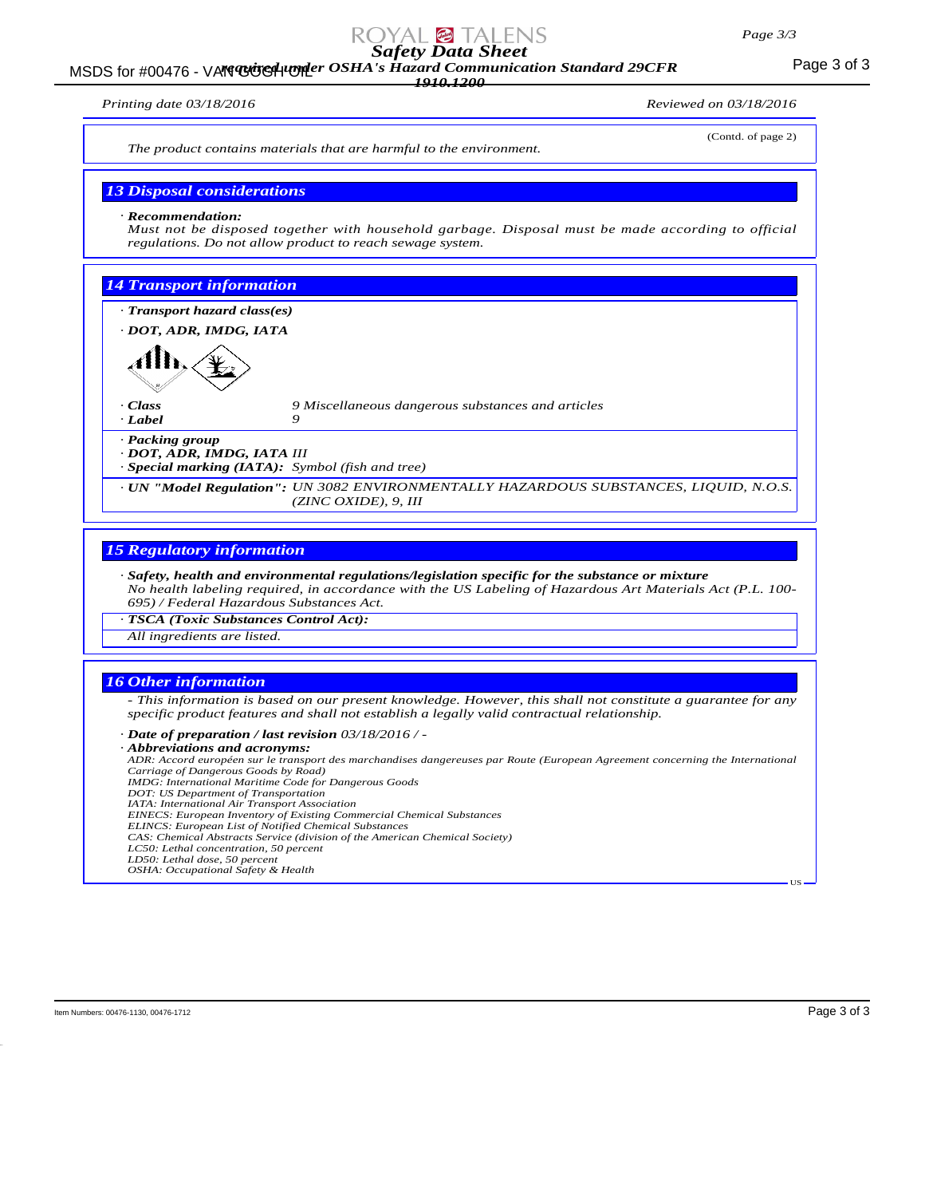(Contd. of page 2)

*The product contains materials that are harmful to the environment.*

## 13 Disposal considerations

· **Recommendation:**
*Must not be disposed together with household garbage. Disposal must be made according to official regulations. Do not allow product to reach sewage system.*

## 14 Transport information

· **Transport hazard class(es)**

· **DOT, ADR, IMDG, IATA**

· **Class** — *9 Miscellaneous dangerous substances and articles*
· **Label** — *9*

· **Packing group**
· **DOT, ADR, IMDG, IATA** *III*
· **Special marking (IATA):** *Symbol (fish and tree)*

· **UN "Model Regulation":** *UN 3082 ENVIRONMENTALLY HAZARDOUS SUBSTANCES, LIQUID, N.O.S. (ZINC OXIDE), 9, III*

## 15 Regulatory information

· **Safety, health and environmental regulations/legislation specific for the substance or mixture**
*No health labeling required, in accordance with the US Labeling of Hazardous Art Materials Act (P.L. 100-695) / Federal Hazardous Substances Act.*

· **TSCA (Toxic Substances Control Act):**
*All ingredients are listed.*

## 16 Other information

*- This information is based on our present knowledge. However, this shall not constitute a guarantee for any specific product features and shall not establish a legally valid contractual relationship.*

· **Date of preparation / last revision** *03/18/2016 / -*

· **Abbreviations and acronyms:**
*ADR: Accord européen sur le transport des marchandises dangereuses par Route (European Agreement concerning the International Carriage of Dangerous Goods by Road)*
*IMDG: International Maritime Code for Dangerous Goods*
*DOT: US Department of Transportation*
*IATA: International Air Transport Association*
*EINECS: European Inventory of Existing Commercial Chemical Substances*
*ELINCS: European List of Notified Chemical Substances*
*CAS: Chemical Abstracts Service (division of the American Chemical Society)*
*LC50: Lethal concentration, 50 percent*
*LD50: Lethal dose, 50 percent*
*OSHA: Occupational Safety & Health*

Item Numbers: 00476-1130, 00476-1712